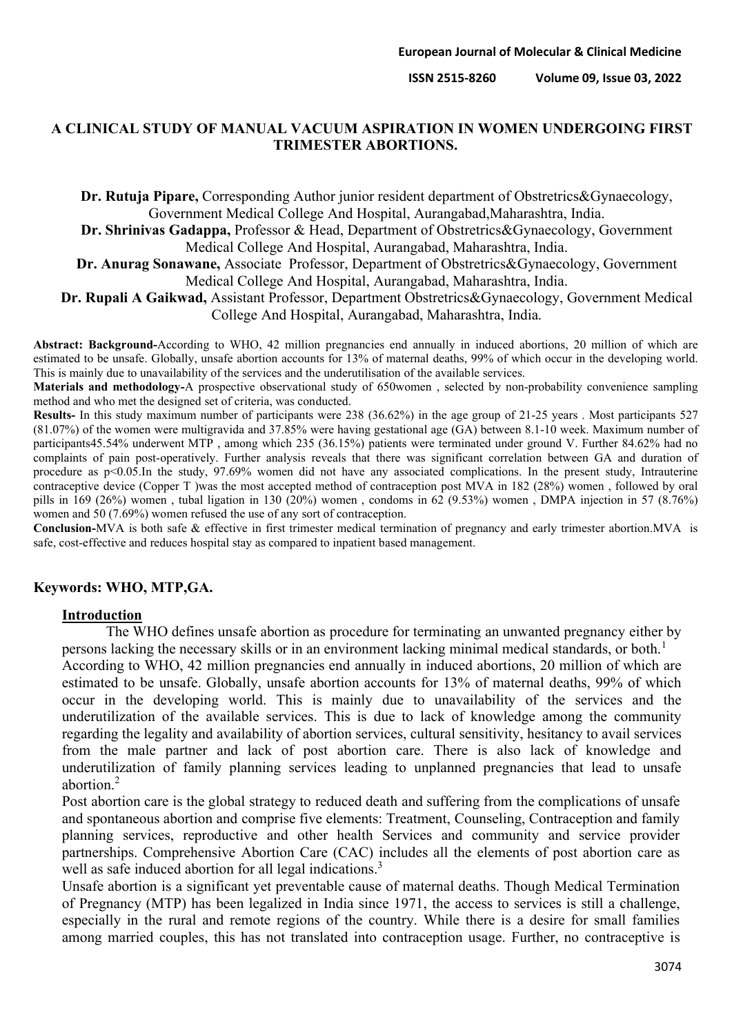# A CLINICAL STUDY OF MANUAL VACUUM ASPIRATION IN WOMEN UNDERGOING FIRST TRIMESTER ABORTIONS.

**Dr. Rutuja Pipare,** Corresponding Author junior resident department of Obstretrics&Gynaecology, Government Medical College And Hospital, Aurangabad,Maharashtra, India.

**Dr. Shrinivas Gadappa,** Professor & Head, Department of Obstretrics&Gynaecology, Government Medical College And Hospital, Aurangabad, Maharashtra, India.

**Dr. Anurag Sonawane,** Associate Professor, Department of Obstretrics&Gynaecology, Government Medical College And Hospital, Aurangabad, Maharashtra, India.

**Dr. Rupali A Gaikwad,** Assistant Professor, Department Obstretrics&Gynaecology, Government Medical College And Hospital, Aurangabad, Maharashtra, India.

**Abstract: Background-**According to WHO, 42 million pregnancies end annually in induced abortions, 20 million of which are estimated to be unsafe. Globally, unsafe abortion accounts for 13% of maternal deaths, 99% of which occur in the developing world. This is mainly due to unavailability of the services and the underutilisation of the available services.

**Materials and methodology-**A prospective observational study of 650women , selected by non-probability convenience sampling method and who met the designed set of criteria, was conducted.

**Results-** In this study maximum number of participants were 238 (36.62%) in the age group of 21-25 years . Most participants 527 (81.07%) of the women were multigravida and 37.85% were having gestational age (GA) between 8.1-10 week. Maximum number of participants45.54% underwent MTP , among which 235 (36.15%) patients were terminated under ground V. Further 84.62% had no complaints of pain post-operatively. Further analysis reveals that there was significant correlation between GA and duration of procedure as p<0.05.In the study, 97.69% women did not have any associated complications. In the present study, Intrauterine contraceptive device (Copper T )was the most accepted method of contraception post MVA in 182 (28%) women , followed by oral pills in 169 (26%) women , tubal ligation in 130 (20%) women , condoms in 62 (9.53%) women , DMPA injection in 57 (8.76%) women and 50 (7.69%) women refused the use of any sort of contraception.

**Conclusion-**MVA is both safe & effective in first trimester medical termination of pregnancy and early trimester abortion.MVA is safe, cost-effective and reduces hospital stay as compared to inpatient based management.

**Keywords: WHO, MTP,GA.**

## Introduction

The WHO defines unsafe abortion as procedure for terminating an unwanted pregnancy either by persons lacking the necessary skills or in an environment lacking minimal medical standards, or both.[1]

According to WHO, 42 million pregnancies end annually in induced abortions, 20 million of which are estimated to be unsafe. Globally, unsafe abortion accounts for 13% of maternal deaths, 99% of which occur in the developing world. This is mainly due to unavailability of the services and the underutilization of the available services. This is due to lack of knowledge among the community regarding the legality and availability of abortion services, cultural sensitivity, hesitancy to avail services from the male partner and lack of post abortion care. There is also lack of knowledge and underutilization of family planning services leading to unplanned pregnancies that lead to unsafe abortion.[2]

Post abortion care is the global strategy to reduced death and suffering from the complications of unsafe and spontaneous abortion and comprise five elements: Treatment, Counseling, Contraception and family planning services, reproductive and other health Services and community and service provider partnerships. Comprehensive Abortion Care (CAC) includes all the elements of post abortion care as well as safe induced abortion for all legal indications.[3]

Unsafe abortion is a significant yet preventable cause of maternal deaths. Though Medical Termination of Pregnancy (MTP) has been legalized in India since 1971, the access to services is still a challenge, especially in the rural and remote regions of the country. While there is a desire for small families among married couples, this has not translated into contraception usage. Further, no contraceptive is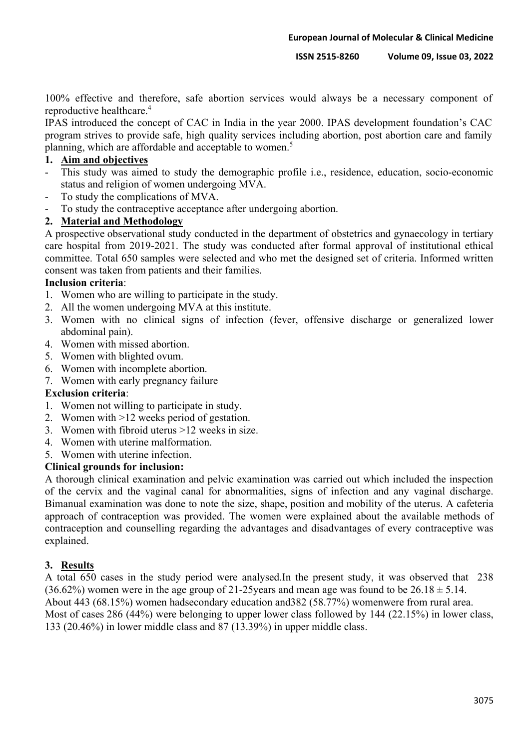100% effective and therefore, safe abortion services would always be a necessary component of reproductive healthcare.[4]

IPAS introduced the concept of CAC in India in the year 2000. IPAS development foundation's CAC program strives to provide safe, high quality services including abortion, post abortion care and family planning, which are affordable and acceptable to women.[5]

## 1. Aim and objectives

- This study was aimed to study the demographic profile i.e., residence, education, socio-economic status and religion of women undergoing MVA.
- To study the complications of MVA.
- To study the contraceptive acceptance after undergoing abortion.

## 2. Material and Methodology

A prospective observational study conducted in the department of obstetrics and gynaecology in tertiary care hospital from 2019-2021. The study was conducted after formal approval of institutional ethical committee. Total 650 samples were selected and who met the designed set of criteria. Informed written consent was taken from patients and their families.

**Inclusion criteria**:

1. Women who are willing to participate in the study.
2. All the women undergoing MVA at this institute.
3. Women with no clinical signs of infection (fever, offensive discharge or generalized lower abdominal pain).
4. Women with missed abortion.
5. Women with blighted ovum.
6. Women with incomplete abortion.
7. Women with early pregnancy failure

**Exclusion criteria**:

1. Women not willing to participate in study.
2. Women with >12 weeks period of gestation.
3. Women with fibroid uterus >12 weeks in size.
4. Women with uterine malformation.
5. Women with uterine infection.

**Clinical grounds for inclusion:**

A thorough clinical examination and pelvic examination was carried out which included the inspection of the cervix and the vaginal canal for abnormalities, signs of infection and any vaginal discharge. Bimanual examination was done to note the size, shape, position and mobility of the uterus. A cafeteria approach of contraception was provided. The women were explained about the available methods of contraception and counselling regarding the advantages and disadvantages of every contraceptive was explained.

## 3. Results

A total 650 cases in the study period were analysed.In the present study, it was observed that 238 (36.62%) women were in the age group of 21-25years and mean age was found to be $26.18 \pm 5.14$.

About 443 (68.15%) women hadsecondary education and382 (58.77%) womenwere from rural area.

Most of cases 286 (44%) were belonging to upper lower class followed by 144 (22.15%) in lower class, 133 (20.46%) in lower middle class and 87 (13.39%) in upper middle class.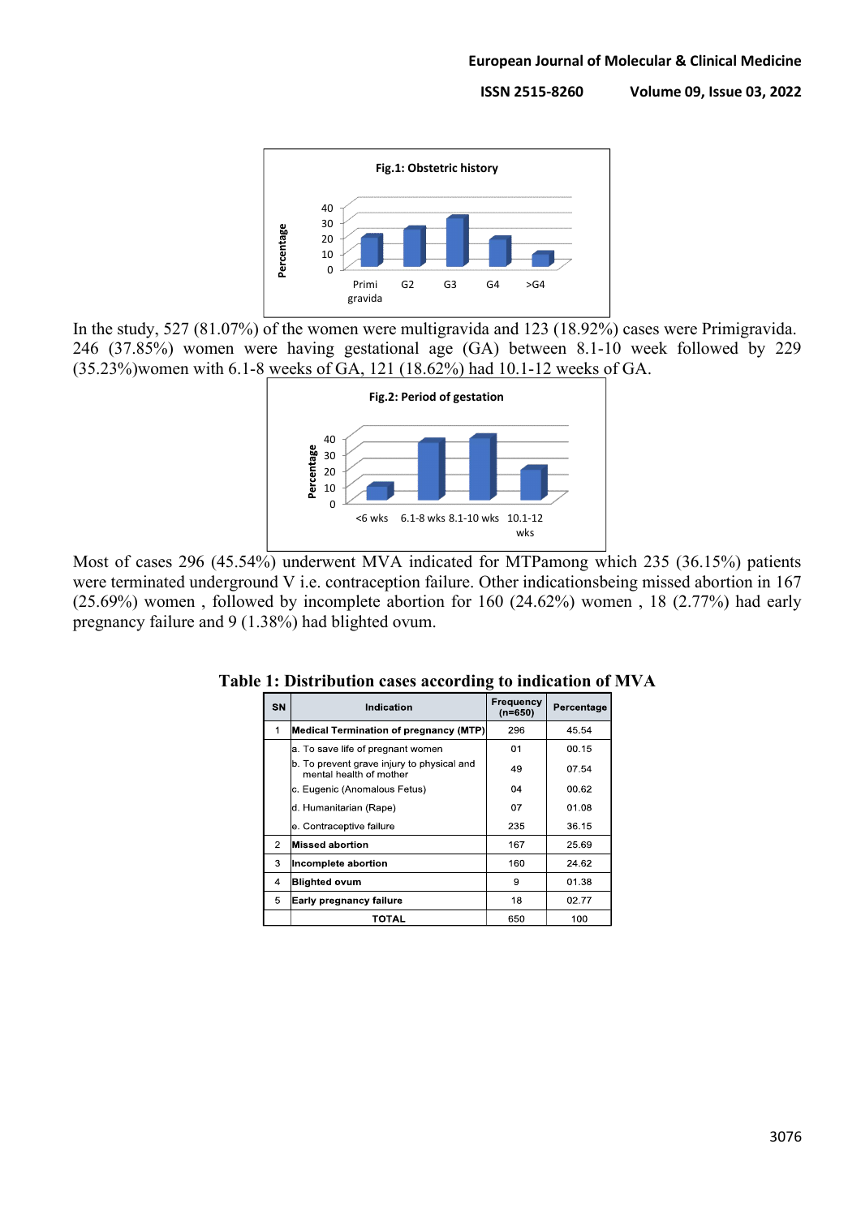Fig.1: Obstetric history

In the study, 527 (81.07%) of the women were multigravida and 123 (18.92%) cases were Primigravida. 246 (37.85%) women were having gestational age (GA) between 8.1-10 week followed by 229 (35.23%)women with 6.1-8 weeks of GA, 121 (18.62%) had 10.1-12 weeks of GA.

Fig.2: Period of gestation

Most of cases 296 (45.54%) underwent MVA indicated for MTPamong which 235 (36.15%) patients were terminated underground V i.e. contraception failure. Other indicationsbeing missed abortion in 167 (25.69%) women , followed by incomplete abortion for 160 (24.62%) women , 18 (2.77%) had early pregnancy failure and 9 (1.38%) had blighted ovum.

**Table 1: Distribution cases according to indication of MVA**

| SN | Indication | Frequency (n=650) | Percentage |
|---|---|---|---|
| 1 | **Medical Termination of pregnancy (MTP)** | 296 | 45.54 |
| | a. To save life of pregnant women | 01 | 00.15 |
| | b. To prevent grave injury to physical and mental health of mother | 49 | 07.54 |
| | c. Eugenic (Anomalous Fetus) | 04 | 00.62 |
| | d. Humanitarian (Rape) | 07 | 01.08 |
| | e. Contraceptive failure | 235 | 36.15 |
| 2 | **Missed abortion** | 167 | 25.69 |
| 3 | **Incomplete abortion** | 160 | 24.62 |
| 4 | **Blighted ovum** | 9 | 01.38 |
| 5 | **Early pregnancy failure** | 18 | 02.77 |
| | **TOTAL** | 650 | 100 |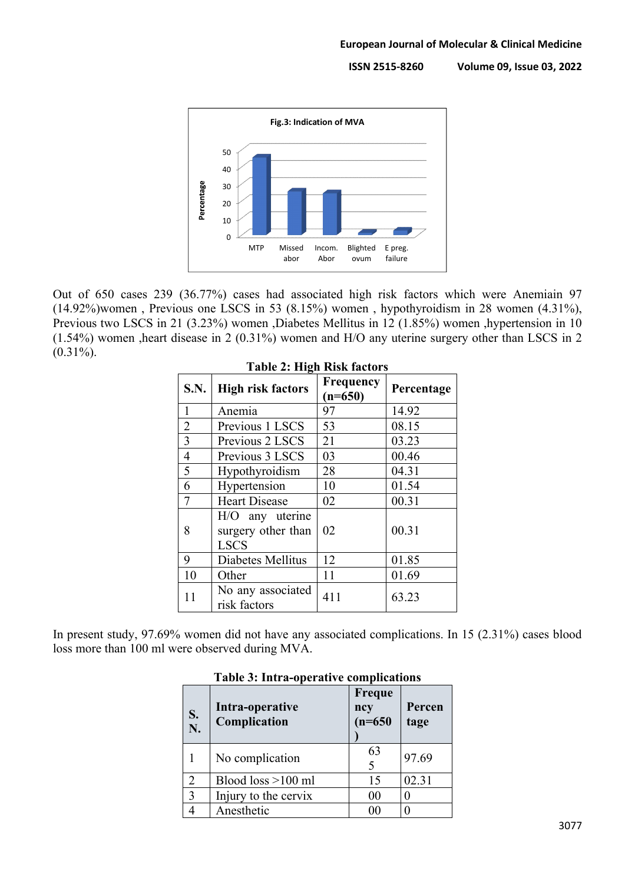**Fig.3: Indication of MVA**

Out of 650 cases 239 (36.77%) cases had associated high risk factors which were Anemiain 97 (14.92%)women , Previous one LSCS in 53 (8.15%) women , hypothyroidism in 28 women (4.31%), Previous two LSCS in 21 (3.23%) women ,Diabetes Mellitus in 12 (1.85%) women ,hypertension in 10 (1.54%) women ,heart disease in 2 (0.31%) women and H/O any uterine surgery other than LSCS in 2 (0.31%).

**Table 2: High Risk factors**

| S.N. | High risk factors | Frequency (n=650) | Percentage |
|---|---|---|---|
| 1 | Anemia | 97 | 14.92 |
| 2 | Previous 1 LSCS | 53 | 08.15 |
| 3 | Previous 2 LSCS | 21 | 03.23 |
| 4 | Previous 3 LSCS | 03 | 00.46 |
| 5 | Hypothyroidism | 28 | 04.31 |
| 6 | Hypertension | 10 | 01.54 |
| 7 | Heart Disease | 02 | 00.31 |
| 8 | H/O any uterine surgery other than LSCS | 02 | 00.31 |
| 9 | Diabetes Mellitus | 12 | 01.85 |
| 10 | Other | 11 | 01.69 |
| 11 | No any associated risk factors | 411 | 63.23 |

In present study, 97.69% women did not have any associated complications. In 15 (2.31%) cases blood loss more than 100 ml were observed during MVA.

**Table 3: Intra-operative complications**

| S. N. | Intra-operative Complication | Frequency (n=650) | Percentage |
|---|---|---|---|
| 1 | No complication | 635 | 97.69 |
| 2 | Blood loss >100 ml | 15 | 02.31 |
| 3 | Injury to the cervix | 00 | 0 |
| 4 | Anesthetic | 00 | 0 |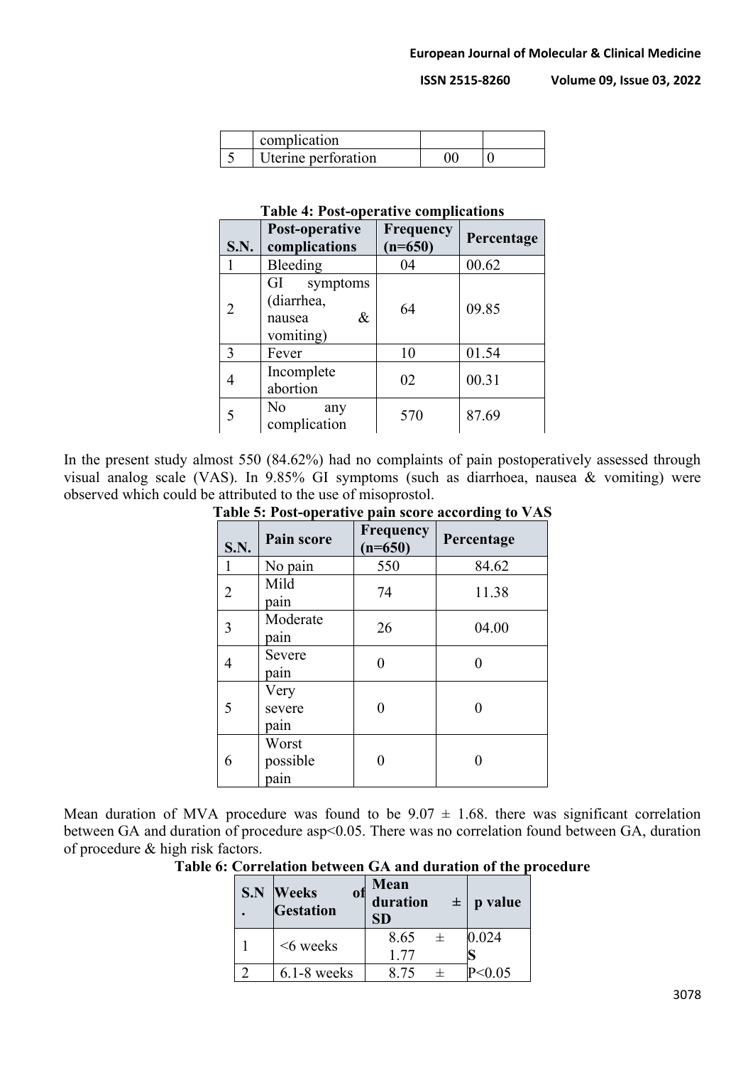| | complication | | |
|---|---|---|---|
| 5 | Uterine perforation | 00 | 0 |

**Table 4: Post-operative complications**

| S.N. | Post-operative complications | Frequency (n=650) | Percentage |
|---|---|---|---|
| 1 | Bleeding | 04 | 00.62 |
| 2 | GI symptoms (diarrhea, nausea & vomiting) | 64 | 09.85 |
| 3 | Fever | 10 | 01.54 |
| 4 | Incomplete abortion | 02 | 00.31 |
| 5 | No any complication | 570 | 87.69 |

In the present study almost 550 (84.62%) had no complaints of pain postoperatively assessed through visual analog scale (VAS). In 9.85% GI symptoms (such as diarrhoea, nausea & vomiting) were observed which could be attributed to the use of misoprostol.

**Table 5: Post-operative pain score according to VAS**

| S.N. | Pain score | Frequency (n=650) | Percentage |
|---|---|---|---|
| 1 | No pain | 550 | 84.62 |
| 2 | Mild pain | 74 | 11.38 |
| 3 | Moderate pain | 26 | 04.00 |
| 4 | Severe pain | 0 | 0 |
| 5 | Very severe pain | 0 | 0 |
| 6 | Worst possible pain | 0 | 0 |

Mean duration of MVA procedure was found to be 9.07 ± 1.68. there was significant correlation between GA and duration of procedure asp<0.05. There was no correlation found between GA, duration of procedure & high risk factors.

**Table 6: Correlation between GA and duration of the procedure**

| S.N. | Weeks of Gestation | Mean duration ± SD | p value |
|---|---|---|---|
| 1 | <6 weeks | 8.65 ± 1.77 | 0.024 S |
| 2 | 6.1-8 weeks | 8.75 ± | P<0.05 |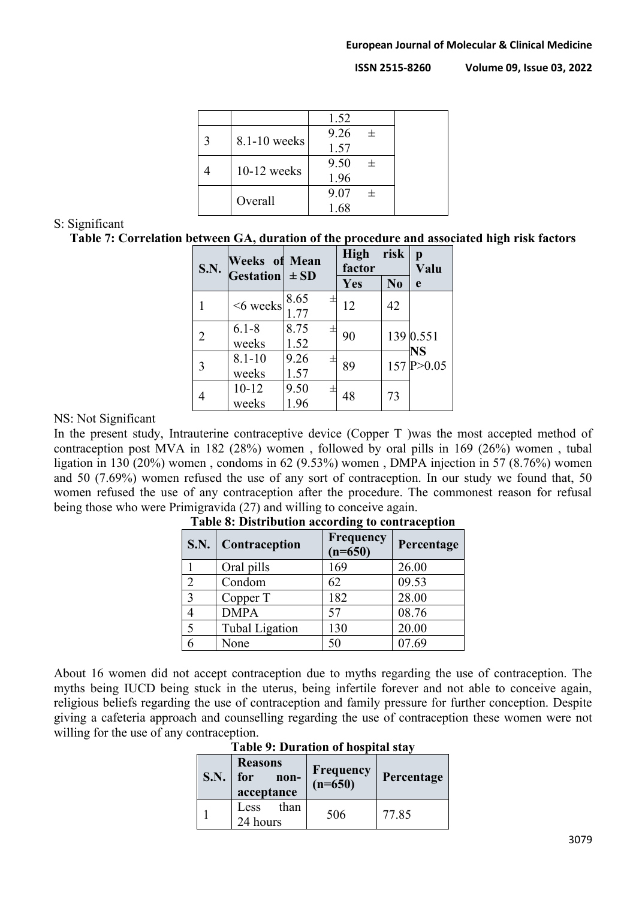| | | 1.52 | |
|---|---|---|---|
| 3 | 8.1-10 weeks | 9.26 ± 1.57 | |
| 4 | 10-12 weeks | 9.50 ± 1.96 | |
| | Overall | 9.07 ± 1.68 | |

S: Significant

**Table 7: Correlation between GA, duration of the procedure and associated high risk factors**

| S.N. | Weeks of Gestation | Mean ± SD | High risk factor | | p Value |
|---|---|---|---|---|---|
| | | | Yes | No | |
| 1 | <6 weeks | 8.65 ± 1.77 | 12 | 42 | 0.551 NS P>0.05 |
| 2 | 6.1-8 weeks | 8.75 ± 1.52 | 90 | 139 | |
| 3 | 8.1-10 weeks | 9.26 ± 1.57 | 89 | 157 | |
| 4 | 10-12 weeks | 9.50 ± 1.96 | 48 | 73 | |

NS: Not Significant

In the present study, Intrauterine contraceptive device (Copper T )was the most accepted method of contraception post MVA in 182 (28%) women , followed by oral pills in 169 (26%) women , tubal ligation in 130 (20%) women , condoms in 62 (9.53%) women , DMPA injection in 57 (8.76%) women and 50 (7.69%) women refused the use of any sort of contraception. In our study we found that, 50 women refused the use of any contraception after the procedure. The commonest reason for refusal being those who were Primigravida (27) and willing to conceive again.

**Table 8: Distribution according to contraception**

| S.N. | Contraception | Frequency (n=650) | Percentage |
|---|---|---|---|
| 1 | Oral pills | 169 | 26.00 |
| 2 | Condom | 62 | 09.53 |
| 3 | Copper T | 182 | 28.00 |
| 4 | DMPA | 57 | 08.76 |
| 5 | Tubal Ligation | 130 | 20.00 |
| 6 | None | 50 | 07.69 |

About 16 women did not accept contraception due to myths regarding the use of contraception. The myths being IUCD being stuck in the uterus, being infertile forever and not able to conceive again, religious beliefs regarding the use of contraception and family pressure for further conception. Despite giving a cafeteria approach and counselling regarding the use of contraception these women were not willing for the use of any contraception.

**Table 9: Duration of hospital stay**

| S.N. | Reasons for non-acceptance | Frequency (n=650) | Percentage |
|---|---|---|---|
| 1 | Less than 24 hours | 506 | 77.85 |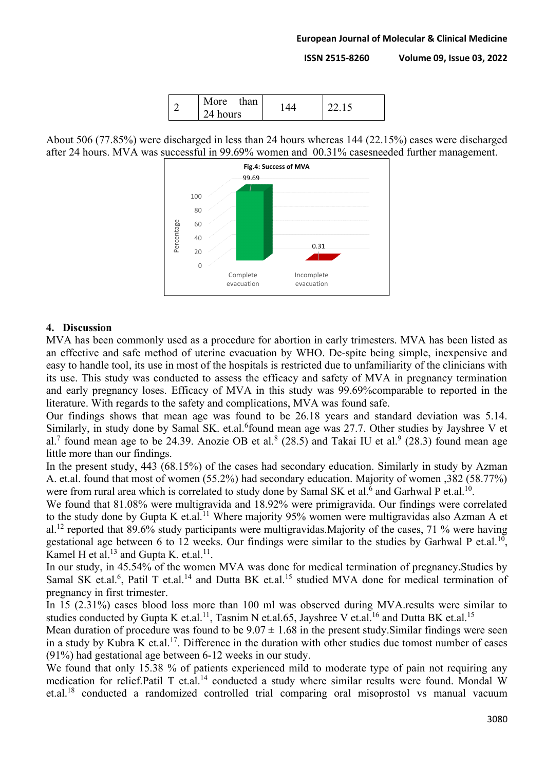| 2 | More than 24 hours | 144 | 22.15 |
|---|---|---|---|

About 506 (77.85%) were discharged in less than 24 hours whereas 144 (22.15%) cases were discharged after 24 hours. MVA was successful in 99.69% women and 00.31% casesneeded further management.

Fig.4: Success of MVA

## 4. Discussion

MVA has been commonly used as a procedure for abortion in early trimesters. MVA has been listed as an effective and safe method of uterine evacuation by WHO. De-spite being simple, inexpensive and easy to handle tool, its use in most of the hospitals is restricted due to unfamiliarity of the clinicians with its use. This study was conducted to assess the efficacy and safety of MVA in pregnancy termination and early pregnancy loses. Efficacy of MVA in this study was 99.69%comparable to reported in the literature. With regards to the safety and complications, MVA was found safe.

Our findings shows that mean age was found to be 26.18 years and standard deviation was 5.14. Similarly, in study done by Samal SK. et.al.[6]found mean age was 27.7. Other studies by Jayshree V et al.[7] found mean age to be 24.39. Anozie OB et al.[8] (28.5) and Takai IU et al.[9] (28.3) found mean age little more than our findings.

In the present study, 443 (68.15%) of the cases had secondary education. Similarly in study by Azman A. et.al. found that most of women (55.2%) had secondary education. Majority of women ,382 (58.77%) were from rural area which is correlated to study done by Samal SK et al.[6] and Garhwal P et.al.[10].

We found that 81.08% were multigravida and 18.92% were primigravida. Our findings were correlated to the study done by Gupta K et.al.[11] Where majority 95% women were multigravidas also Azman A et al.[12] reported that 89.6% study participants were multigravidas.Majority of the cases, 71 % were having gestational age between 6 to 12 weeks. Our findings were similar to the studies by Garhwal P et.al.[10], Kamel H et al.[13] and Gupta K. et.al.[11].

In our study, in 45.54% of the women MVA was done for medical termination of pregnancy.Studies by Samal SK et.al.[6], Patil T et.al.[14] and Dutta BK et.al.[15] studied MVA done for medical termination of pregnancy in first trimester.

In 15 (2.31%) cases blood loss more than 100 ml was observed during MVA.results were similar to studies conducted by Gupta K et.al.[11], Tasnim N et.al.65, Jayshree V et.al.[16] and Dutta BK et.al.[15]

Mean duration of procedure was found to be 9.07 ± 1.68 in the present study.Similar findings were seen in a study by Kubra K et.al.[17]. Difference in the duration with other studies due tomost number of cases (91%) had gestational age between 6-12 weeks in our study.

We found that only 15.38 % of patients experienced mild to moderate type of pain not requiring any medication for relief.Patil T et.al.[14] conducted a study where similar results were found. Mondal W et.al.[18] conducted a randomized controlled trial comparing oral misoprostol vs manual vacuum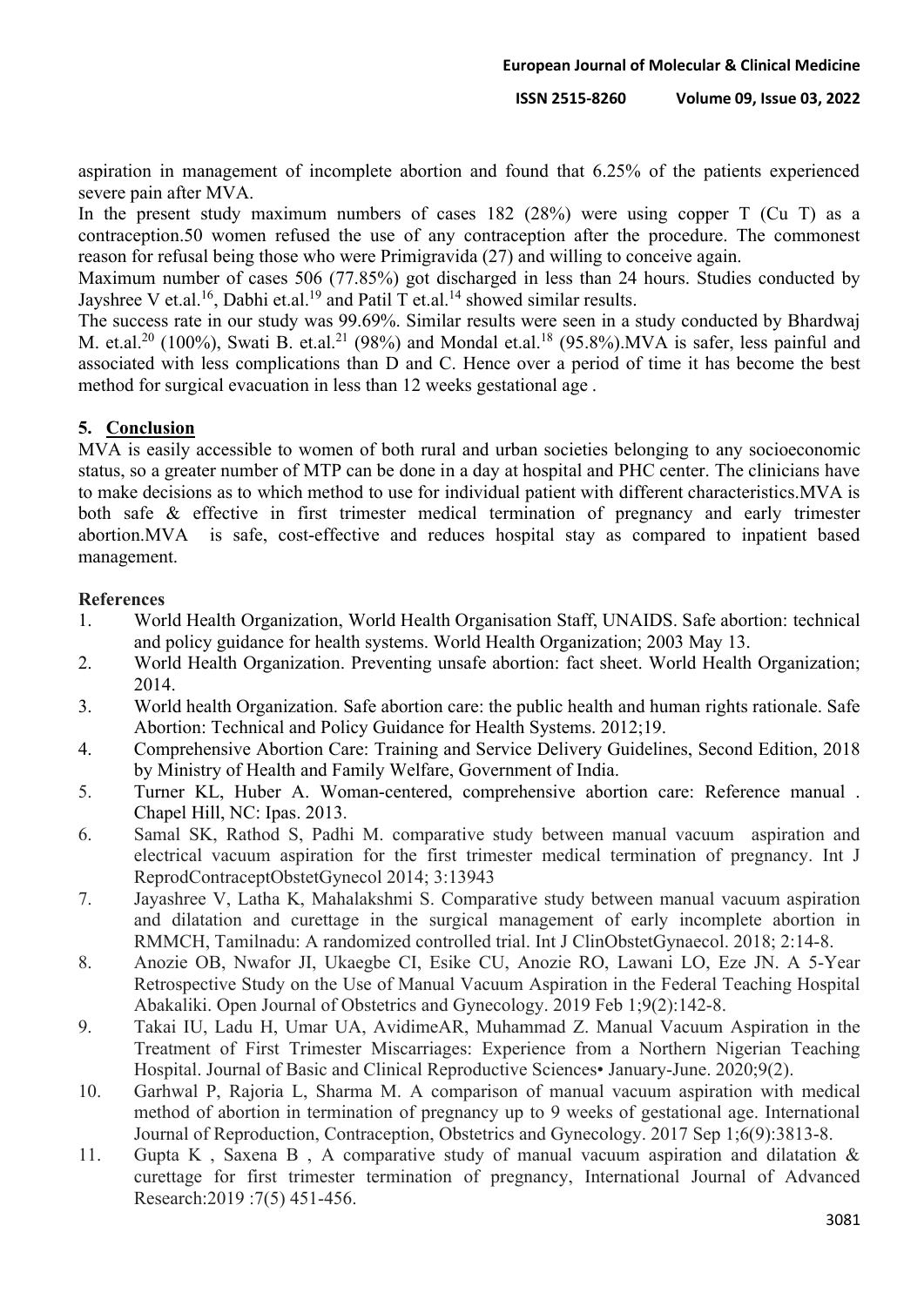aspiration in management of incomplete abortion and found that 6.25% of the patients experienced severe pain after MVA.

In the present study maximum numbers of cases 182 (28%) were using copper T (Cu T) as a contraception.50 women refused the use of any contraception after the procedure. The commonest reason for refusal being those who were Primigravida (27) and willing to conceive again.

Maximum number of cases 506 (77.85%) got discharged in less than 24 hours. Studies conducted by Jayshree V et.al.[16], Dabhi et.al.[19] and Patil T et.al.[14] showed similar results.

The success rate in our study was 99.69%. Similar results were seen in a study conducted by Bhardwaj M. et.al.[20] (100%), Swati B. et.al.[21] (98%) and Mondal et.al.[18] (95.8%).MVA is safer, less painful and associated with less complications than D and C. Hence over a period of time it has become the best method for surgical evacuation in less than 12 weeks gestational age .

## 5. Conclusion

MVA is easily accessible to women of both rural and urban societies belonging to any socioeconomic status, so a greater number of MTP can be done in a day at hospital and PHC center. The clinicians have to make decisions as to which method to use for individual patient with different characteristics.MVA is both safe & effective in first trimester medical termination of pregnancy and early trimester abortion.MVA is safe, cost-effective and reduces hospital stay as compared to inpatient based management.

**References**

1. World Health Organization, World Health Organisation Staff, UNAIDS. Safe abortion: technical and policy guidance for health systems. World Health Organization; 2003 May 13.
2. World Health Organization. Preventing unsafe abortion: fact sheet. World Health Organization; 2014.
3. World health Organization. Safe abortion care: the public health and human rights rationale. Safe Abortion: Technical and Policy Guidance for Health Systems. 2012;19.
4. Comprehensive Abortion Care: Training and Service Delivery Guidelines, Second Edition, 2018 by Ministry of Health and Family Welfare, Government of India.
5. Turner KL, Huber A. Woman-centered, comprehensive abortion care: Reference manual . Chapel Hill, NC: Ipas. 2013.
6. Samal SK, Rathod S, Padhi M. comparative study between manual vacuum aspiration and electrical vacuum aspiration for the first trimester medical termination of pregnancy. Int J ReprodContraceptObstetGynecol 2014; 3:13943
7. Jayashree V, Latha K, Mahalakshmi S. Comparative study between manual vacuum aspiration and dilatation and curettage in the surgical management of early incomplete abortion in RMMCH, Tamilnadu: A randomized controlled trial. Int J ClinObstetGynaecol. 2018; 2:14-8.
8. Anozie OB, Nwafor JI, Ukaegbe CI, Esike CU, Anozie RO, Lawani LO, Eze JN. A 5-Year Retrospective Study on the Use of Manual Vacuum Aspiration in the Federal Teaching Hospital Abakaliki. Open Journal of Obstetrics and Gynecology. 2019 Feb 1;9(2):142-8.
9. Takai IU, Ladu H, Umar UA, AvidimeAR, Muhammad Z. Manual Vacuum Aspiration in the Treatment of First Trimester Miscarriages: Experience from a Northern Nigerian Teaching Hospital. Journal of Basic and Clinical Reproductive Sciences• January-June. 2020;9(2).
10. Garhwal P, Rajoria L, Sharma M. A comparison of manual vacuum aspiration with medical method of abortion in termination of pregnancy up to 9 weeks of gestational age. International Journal of Reproduction, Contraception, Obstetrics and Gynecology. 2017 Sep 1;6(9):3813-8.
11. Gupta K , Saxena B , A comparative study of manual vacuum aspiration and dilatation & curettage for first trimester termination of pregnancy, International Journal of Advanced Research:2019 :7(5) 451-456.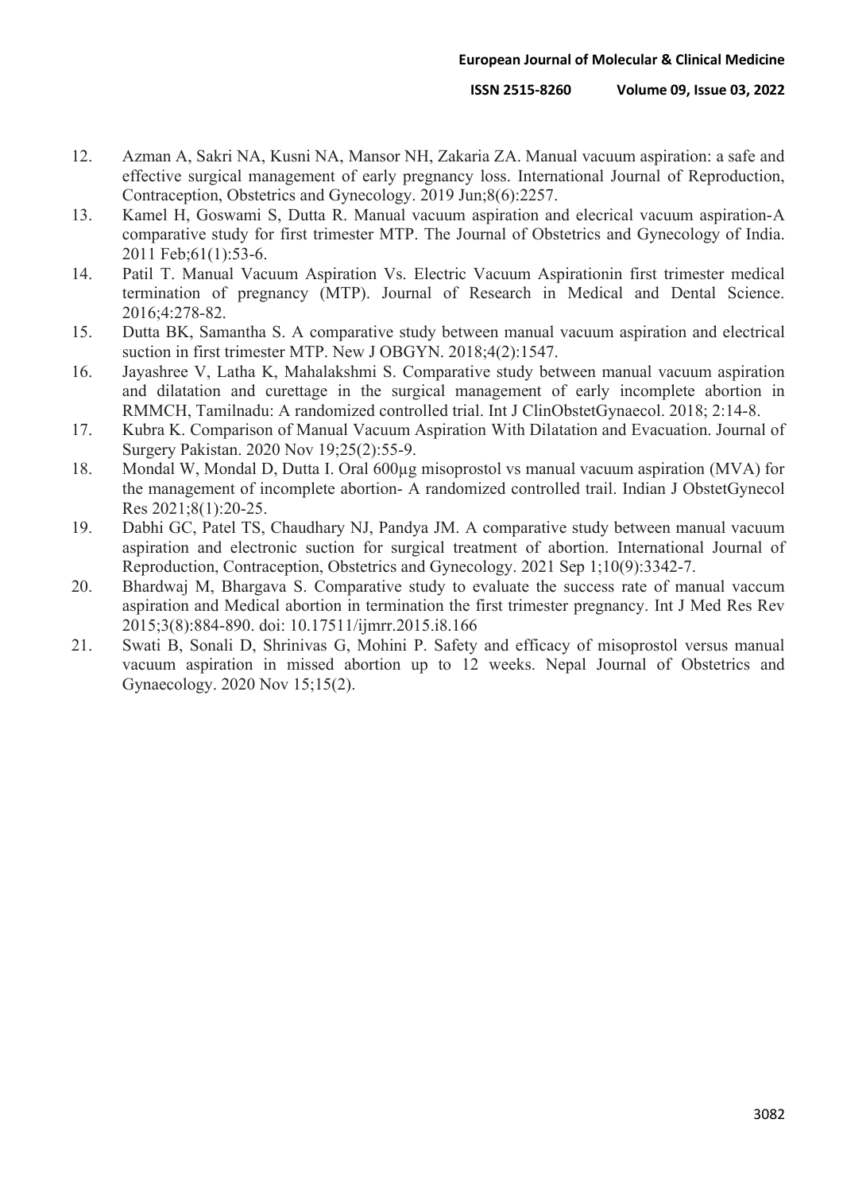12. Azman A, Sakri NA, Kusni NA, Mansor NH, Zakaria ZA. Manual vacuum aspiration: a safe and effective surgical management of early pregnancy loss. International Journal of Reproduction, Contraception, Obstetrics and Gynecology. 2019 Jun;8(6):2257.
13. Kamel H, Goswami S, Dutta R. Manual vacuum aspiration and elecrical vacuum aspiration-A comparative study for first trimester MTP. The Journal of Obstetrics and Gynecology of India. 2011 Feb;61(1):53-6.
14. Patil T. Manual Vacuum Aspiration Vs. Electric Vacuum Aspirationin first trimester medical termination of pregnancy (MTP). Journal of Research in Medical and Dental Science. 2016;4:278-82.
15. Dutta BK, Samantha S. A comparative study between manual vacuum aspiration and electrical suction in first trimester MTP. New J OBGYN. 2018;4(2):1547.
16. Jayashree V, Latha K, Mahalakshmi S. Comparative study between manual vacuum aspiration and dilatation and curettage in the surgical management of early incomplete abortion in RMMCH, Tamilnadu: A randomized controlled trial. Int J ClinObstetGynaecol. 2018; 2:14-8.
17. Kubra K. Comparison of Manual Vacuum Aspiration With Dilatation and Evacuation. Journal of Surgery Pakistan. 2020 Nov 19;25(2):55-9.
18. Mondal W, Mondal D, Dutta I. Oral 600µg misoprostol vs manual vacuum aspiration (MVA) for the management of incomplete abortion- A randomized controlled trail. Indian J ObstetGynecol Res 2021;8(1):20-25.
19. Dabhi GC, Patel TS, Chaudhary NJ, Pandya JM. A comparative study between manual vacuum aspiration and electronic suction for surgical treatment of abortion. International Journal of Reproduction, Contraception, Obstetrics and Gynecology. 2021 Sep 1;10(9):3342-7.
20. Bhardwaj M, Bhargava S. Comparative study to evaluate the success rate of manual vaccum aspiration and Medical abortion in termination the first trimester pregnancy. Int J Med Res Rev 2015;3(8):884-890. doi: 10.17511/ijmrr.2015.i8.166
21. Swati B, Sonali D, Shrinivas G, Mohini P. Safety and efficacy of misoprostol versus manual vacuum aspiration in missed abortion up to 12 weeks. Nepal Journal of Obstetrics and Gynaecology. 2020 Nov 15;15(2).